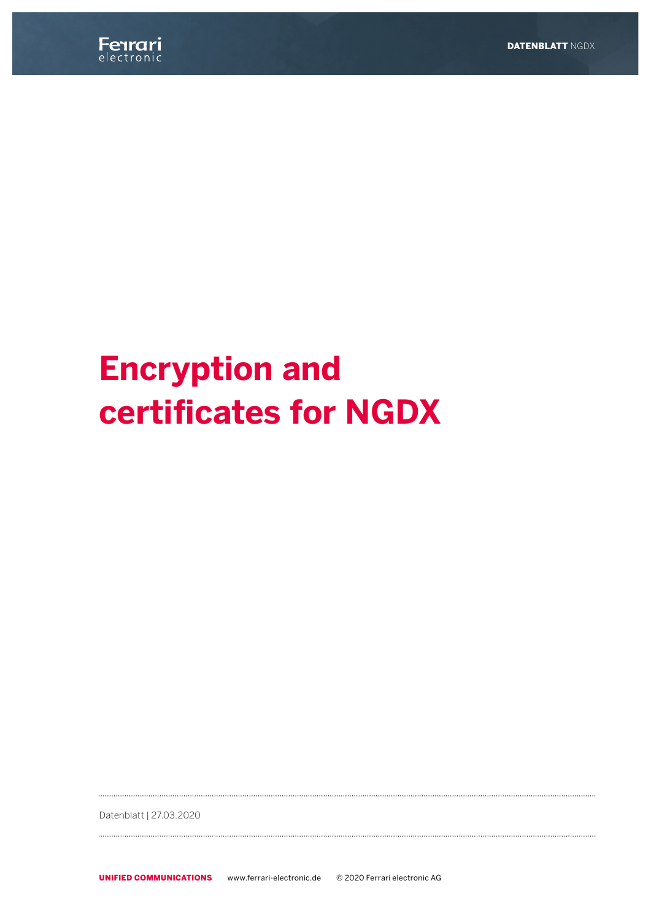# Encryption and certificates for NGDX

Datenblatt | 27.03.2020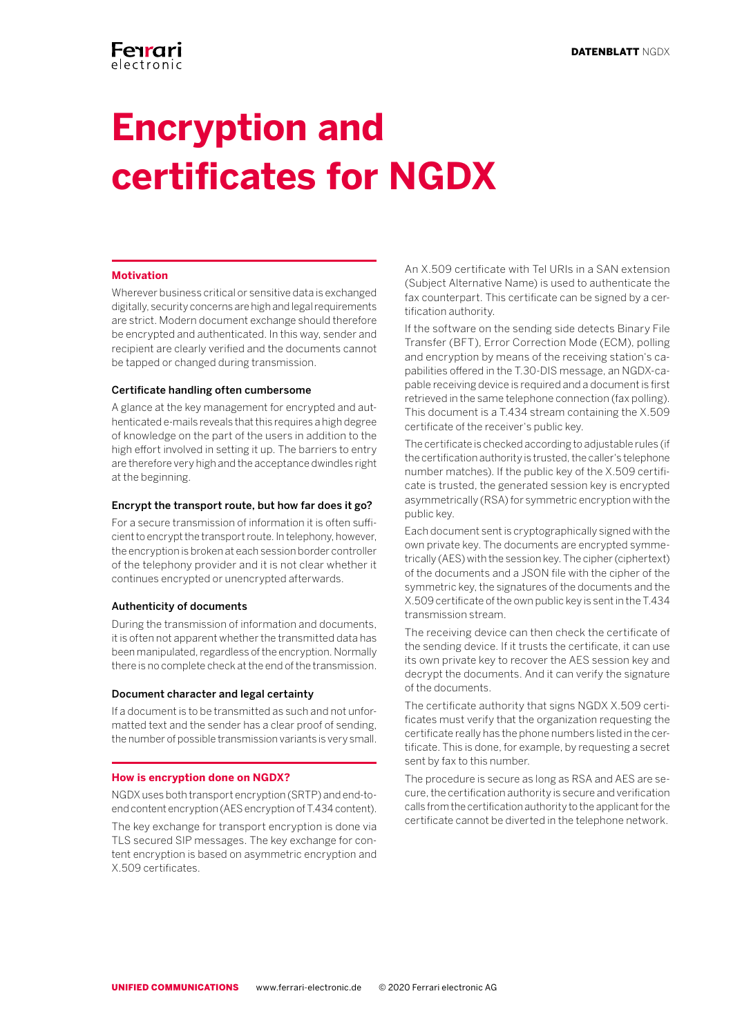# Encryption and certificates for NGDX

## Motivation

Wherever business critical or sensitive data is exchanged digitally, security concerns are high and legal requirements are strict. Modern document exchange should therefore be encrypted and authenticated. In this way, sender and recipient are clearly verified and the documents cannot be tapped or changed during transmission.

### Certificate handling often cumbersome

A glance at the key management for encrypted and authenticated e-mails reveals that this requires a high degree of knowledge on the part of the users in addition to the high effort involved in setting it up. The barriers to entry are therefore very high and the acceptance dwindles right at the beginning.

### Encrypt the transport route, but how far does it go?

For a secure transmission of information it is often sufficient to encrypt the transport route. In telephony, however, the encryption is broken at each session border controller of the telephony provider and it is not clear whether it continues encrypted or unencrypted afterwards.

### Authenticity of documents

During the transmission of information and documents, it is often not apparent whether the transmitted data has been manipulated, regardless of the encryption. Normally there is no complete check at the end of the transmission.

### Document character and legal certainty

If a document is to be transmitted as such and not unformatted text and the sender has a clear proof of sending, the number of possible transmission variants is very small.

## How is encryption done on NGDX?

NGDX uses both transport encryption (SRTP) and end-to-end content encryption (AES encryption of T.434 content).

The key exchange for transport encryption is done via TLS secured SIP messages. The key exchange for content encryption is based on asymmetric encryption and X.509 certificates.

An X.509 certificate with Tel URIs in a SAN extension (Subject Alternative Name) is used to authenticate the fax counterpart. This certificate can be signed by a certification authority.

If the software on the sending side detects Binary File Transfer (BFT), Error Correction Mode (ECM), polling and encryption by means of the receiving station's capabilities offered in the T.30-DIS message, an NGDX-capable receiving device is required and a document is first retrieved in the same telephone connection (fax polling). This document is a T.434 stream containing the X.509 certificate of the receiver's public key.

The certificate is checked according to adjustable rules (if the certification authority is trusted, the caller's telephone number matches). If the public key of the X.509 certificate is trusted, the generated session key is encrypted asymmetrically (RSA) for symmetric encryption with the public key.

Each document sent is cryptographically signed with the own private key. The documents are encrypted symmetrically (AES) with the session key. The cipher (ciphertext) of the documents and a JSON file with the cipher of the symmetric key, the signatures of the documents and the X.509 certificate of the own public key is sent in the T.434 transmission stream.

The receiving device can then check the certificate of the sending device. If it trusts the certificate, it can use its own private key to recover the AES session key and decrypt the documents. And it can verify the signature of the documents.

The certificate authority that signs NGDX X.509 certificates must verify that the organization requesting the certificate really has the phone numbers listed in the certificate. This is done, for example, by requesting a secret sent by fax to this number.

The procedure is secure as long as RSA and AES are secure, the certification authority is secure and verification calls from the certification authority to the applicant for the certificate cannot be diverted in the telephone network.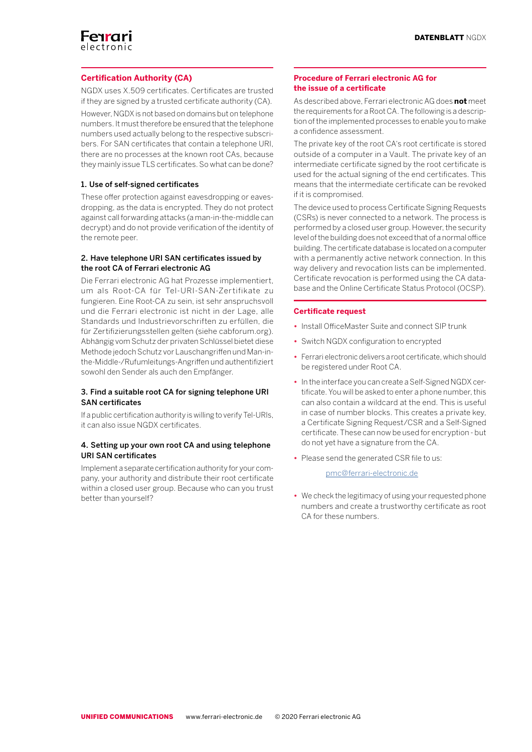## Certification Authority (CA)

NGDX uses X.509 certificates. Certificates are trusted if they are signed by a trusted certificate authority (CA).

However, NGDX is not based on domains but on telephone numbers. It must therefore be ensured that the telephone numbers used actually belong to the respective subscribers. For SAN certificates that contain a telephone URI, there are no processes at the known root CAs, because they mainly issue TLS certificates. So what can be done?

### 1. Use of self-signed certificates

These offer protection against eavesdropping or eavesdropping, as the data is encrypted. They do not protect against call forwarding attacks (a man-in-the-middle can decrypt) and do not provide verification of the identity of the remote peer.

### 2. Have telephone URI SAN certificates issued by the root CA of Ferrari electronic AG

Die Ferrari electronic AG hat Prozesse implementiert, um als Root-CA für Tel-URI-SAN-Zertifikate zu fungieren. Eine Root-CA zu sein, ist sehr anspruchsvoll und die Ferrari electronic ist nicht in der Lage, alle Standards und Industrievorschriften zu erfüllen, die für Zertifizierungsstellen gelten (siehe cabforum.org). Abhängig vom Schutz der privaten Schlüssel bietet diese Methode jedoch Schutz vor Lauschangriffen und Man-in-the-Middle-/Rufumleitungs-Angriffen und authentifiziert sowohl den Sender als auch den Empfänger.

### 3. Find a suitable root CA for signing telephone URI SAN certificates

If a public certification authority is willing to verify Tel-URIs, it can also issue NGDX certificates.

### 4. Setting up your own root CA and using telephone URI SAN certificates

Implement a separate certification authority for your company, your authority and distribute their root certificate within a closed user group. Because who can you trust better than yourself?

## Procedure of Ferrari electronic AG for the issue of a certificate

As described above, Ferrari electronic AG does **not** meet the requirements for a Root CA. The following is a description of the implemented processes to enable you to make a confidence assessment.

The private key of the root CA's root certificate is stored outside of a computer in a Vault. The private key of an intermediate certificate signed by the root certificate is used for the actual signing of the end certificates. This means that the intermediate certificate can be revoked if it is compromised.

The device used to process Certificate Signing Requests (CSRs) is never connected to a network. The process is performed by a closed user group. However, the security level of the building does not exceed that of a normal office building. The certificate database is located on a computer with a permanently active network connection. In this way delivery and revocation lists can be implemented. Certificate revocation is performed using the CA database and the Online Certificate Status Protocol (OCSP).

## Certificate request

- Install OfficeMaster Suite and connect SIP trunk
- Switch NGDX configuration to encrypted
- Ferrari electronic delivers a root certificate, which should be registered under Root CA.
- In the interface you can create a Self-Signed NGDX certificate. You will be asked to enter a phone number, this can also contain a wildcard at the end. This is useful in case of number blocks. This creates a private key, a Certificate Signing Request/CSR and a Self-Signed certificate. These can now be used for encryption - but do not yet have a signature from the CA.
- Please send the generated CSR file to us:

  pmc@ferrari-electronic.de

- We check the legitimacy of using your requested phone numbers and create a trustworthy certificate as root CA for these numbers.